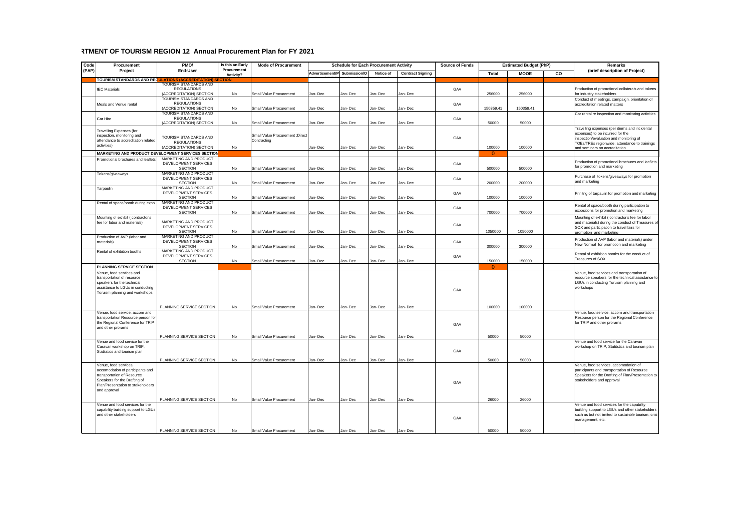# ꓤTMENT OF TOURISM REGION 12 Annual Procurement Plan for FY 2021

| Code (PAP) | Procurement Project | PMO/ End-User | Is this an Early Procurement Activity? | Mode of Procurement | Schedule for Each Procurement Activity | | | | Source of Funds | Estimated Budget (PhP) | | | Remarks (brief description of Project) |
|---|---|---|---|---|---|---|---|---|---|---|---|---|---|
| | | | | | Advertisement/P | Submission/O | Notice of | Contract Signing | | Total | MOOE | CO | |
| | **TOURISM STANDARDS AND REGULATIONS (ACCREDITATION) SECTION** | | | | | | | | | | | | |
| | IEC Materials | TOURISM STANDARDS AND REGULATIONS (ACCREDITATION) SECTION | No | Small Value Procurement | Jan- Dec | Jan- Dec | Jan- Dec | Jan- Dec | GAA | 256000 | 256000 | | Production of promotional collaterals and tokens for industry stakeholders |
| | Meals and Venue rental | TOURISM STANDARDS AND REGULATIONS (ACCREDITATION) SECTION | No | Small Value Procurement | Jan- Dec | Jan- Dec | Jan- Dec | Jan- Dec | GAA | 150359.41 | 150359.41 | | Conduct of meetings, campaign, orientation of accreditation related matters |
| | Car Hire | TOURISM STANDARDS AND REGULATIONS (ACCREDITATION) SECTION | No | Small Value Procurement | Jan- Dec | Jan- Dec | Jan- Dec | Jan- Dec | GAA | 50000 | 50000 | | Car rental re inspection and monitoring activities |
| | Travelling Expenses (for inspection, monitoring and attendance to accreditation related activities) | TOURISM STANDARDS AND REGULATIONS (ACCREDITATION) SECTION | No | Small Value Procurement ;Direct Contracting | Jan- Dec | Jan- Dec | Jan- Dec | Jan- Dec | GAA | 100000 | 100000 | | Travelling expenses (per diems and incidental expenses) to be incurred for the inspection/evaluation and monitoring of TOEs/TREs regionwide; attendance to trainings and seminars on accreditation |
| | **MARKETING AND PRODUCT DEVELOPMENT SERVICES SECTION** | | | | | | | | | 0 | | | |
| | Promotional brochures and leaflets | MARKETING AND PRODUCT DEVELOPMENT SERVICES SECTION | No | Small Value Procurement | Jan- Dec | Jan- Dec | Jan- Dec | Jan- Dec | GAA | 500000 | 500000 | | Production of promotional brochures and leaflets for promotion and marketing |
| | Tokens/giveaways | MARKETING AND PRODUCT DEVELOPMENT SERVICES SECTION | No | Small Value Procurement | Jan- Dec | Jan- Dec | Jan- Dec | Jan- Dec | GAA | 200000 | 200000 | | Purchase of tokens/giveaways for promotion and marketing |
| | Tarpaulin | MARKETING AND PRODUCT DEVELOPMENT SERVICES SECTION | No | Small Value Procurement | Jan- Dec | Jan- Dec | Jan- Dec | Jan- Dec | GAA | 100000 | 100000 | | Priniting of tarpaulin for promotion and marketing |
| | Rental of space/booth during expo | MARKETING AND PRODUCT DEVELOPMENT SERVICES SECTION | No | Small Value Procurement | Jan- Dec | Jan- Dec | Jan- Dec | Jan- Dec | GAA | 700000 | 700000 | | Rental of space/booth during participation to expositions for promotion and marketing |
| | Mounting of exhibit ( contractor's fee for labor and materials) | MARKETING AND PRODUCT DEVELOPMENT SERVICES SECTION | No | Small Value Procurement | Jan- Dec | Jan- Dec | Jan- Dec | Jan- Dec | GAA | 1050000 | 1050000 | | Mounting of exhibit ( contractor's fee for labor and materials) during the conduct of Treasures of SOX and participation to travel fairs for promotion and marketing |
| | Production of AVP (labor and materials) | MARKETING AND PRODUCT DEVELOPMENT SERVICES SECTION | No | Small Value Procurement | Jan- Dec | Jan- Dec | Jan- Dec | Jan- Dec | GAA | 300000 | 300000 | | Production of AVP (labor and materials) under New Normal for promotion and marketing |
| | Rental of exhibition booths | MARKETING AND PRODUCT DEVELOPMENT SERVICES SECTION | No | Small Value Procurement | Jan- Dec | Jan- Dec | Jan- Dec | Jan- Dec | GAA | 150000 | 150000 | | Rental of exhibition booths for the conduct of Treasures of SOX |
| | **PLANNING SERVICE SECTION** | | | | | | | | | 0 | | | |
| | Venue, food services and transportation of resource speakers for the technical assistance to LGUs in conducting Toruism planning and workshops | PLANNING SERVICE SECTION | No | Small Value Procurement | Jan- Dec | Jan- Dec | Jan- Dec | Jan- Dec | GAA | 100000 | 100000 | | Venue, food services and transportation of resource speakers for the technical assistance to LGUs in conducting Toruism planning and workshops |
| | Venue, food service, accom and transportation Resource person for the Regional Conference for TRIP and other prorams | PLANNING SERVICE SECTION | No | Small Value Procurement | Jan- Dec | Jan- Dec | Jan- Dec | Jan- Dec | GAA | 50000 | 50000 | | Venue, food service, accom and transportation Resource person for the Regional Conference for TRIP and other prorams |
| | Venue and food service for the Caravan workshop on TRIP, Statitstics and tourism plan | PLANNING SERVICE SECTION | No | Small Value Procurement | Jan- Dec | Jan- Dec | Jan- Dec | Jan- Dec | GAA | 50000 | 50000 | | Venue and food service for the Caravan workshop on TRIP, Statitstics and tourism plan |
| | Venue, food services, accomodation of participants and transportation of Resource Speakers for the Drafting of Plan/Presentation to stakeholders and approval | PLANNING SERVICE SECTION | No | Small Value Procurement | Jan- Dec | Jan- Dec | Jan- Dec | Jan- Dec | GAA | 26000 | 26000 | | Venue, food services, accomodation of participants and transportation of Resource Speakers for the Drafting of Plan/Presentation to stakeholders and approval |
| | Venue and food services for the capability building support to LGUs and other stakeholders | PLANNING SERVICE SECTION | No | Small Value Procurement | Jan- Dec | Jan- Dec | Jan- Dec | Jan- Dec | GAA | 50000 | 50000 | | Venue and food services for the capability building support to LGUs and other stakeholders such as but not limited to sustainble tourism, crisi management, etc. |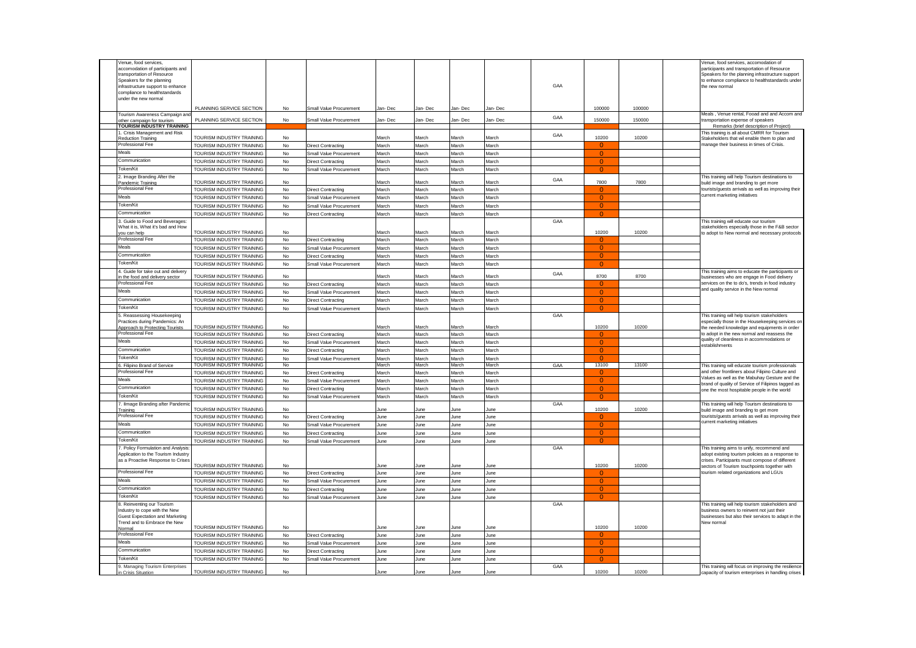| | | | | | | | | | | | | |
|---|---|---|---|---|---|---|---|---|---|---|---|---|
| Venue, food services, accomodation of participants and transportation of Resource Speakers for the planning infrastructure support to enhance compliance to healthstandards under the new normal | PLANNING SERVICE SECTION | No | Small Value Procurement | Jan- Dec | Jan- Dec | Jan- Dec | Jan- Dec | GAA | 100000 | 100000 | | Venue, food services, accomodation of participants and transportation of Resource Speakers for the planning infrastructure support to enhance compliance to healthstandards under the new normal |
| Tourism Awareness Campaign and other campaign for tourism | PLANNING SERVICE SECTION | No | Small Value Procurement | Jan- Dec | Jan- Dec | Jan- Dec | Jan- Dec | GAA | 150000 | 150000 | | Meals , Venue rental, Fooad and and Accom and transportation expense of speakers |
| **TOURISM INDUSTRY TRAINING** | | | | | | | | | | | | Remarks (brief description of Project) |
| 1. Crisis Management and Risk Reduction Training | TOURISM INDUSTRY TRAINING | No | | March | March | March | March | GAA | 10200 | 10200 | | This training is all about CMRR for Tourism Stakeholders that wil enable them to plan and manage their business in times of Crisis. |
| Professional Fee | TOURISM INDUSTRY TRAINING | No | Direct Contracting | March | March | March | March | | 0 | | | |
| Meals | TOURISM INDUSTRY TRAINING | No | Small Value Procurement | March | March | March | March | | 0 | | | |
| Communication | TOURISM INDUSTRY TRAINING | No | Direct Contracting | March | March | March | March | | 0 | | | |
| Token/Kit | TOURISM INDUSTRY TRAINING | No | Small Value Procurement | March | March | March | March | | 0 | | | |
| 2. Image Branding After the Pandemic Training | TOURISM INDUSTRY TRAINING | No | | March | March | March | March | GAA | 7800 | 7800 | | This training will help Tourism destinations to build image and branding to get more tourists/guests arrivals as well as improving their current marketing initiatives |
| Professional Fee | TOURISM INDUSTRY TRAINING | No | Direct Contracting | March | March | March | March | | 0 | | | |
| Meals | TOURISM INDUSTRY TRAINING | No | Small Value Procurement | March | March | March | March | | 0 | | | |
| Token/Kit | TOURISM INDUSTRY TRAINING | No | Small Value Procurement | March | March | March | March | | 0 | | | |
| Communication | TOURISM INDUSTRY TRAINING | No | Direct Contracting | March | March | March | March | | 0 | | | |
| 3. Guide to Food and Beverages: What it is, What it's bad and How you can help | TOURISM INDUSTRY TRAINING | No | | March | March | March | March | GAA | 10200 | 10200 | | This training will educate our tourism stakeholders especially those in the F&B sector to adopt to New normal and necessary protocols |
| Professional Fee | TOURISM INDUSTRY TRAINING | No | Direct Contracting | March | March | March | March | | 0 | | | |
| Meals | TOURISM INDUSTRY TRAINING | No | Small Value Procurement | March | March | March | March | | 0 | | | |
| Communication | TOURISM INDUSTRY TRAINING | No | Direct Contracting | March | March | March | March | | 0 | | | |
| Token/Kit | TOURISM INDUSTRY TRAINING | No | Small Value Procurement | March | March | March | March | | 0 | | | |
| 4. Guide for take out and delivery in the food and delivery sector | TOURISM INDUSTRY TRAINING | No | | March | March | March | March | GAA | 8700 | 8700 | | This training aims to educate the participants or businesses who are engage in Food delivery services on the to do's, trends in food industry and quality service in the New normal |
| Professional Fee | TOURISM INDUSTRY TRAINING | No | Direct Contracting | March | March | March | March | | 0 | | | |
| Meals | TOURISM INDUSTRY TRAINING | No | Small Value Procurement | March | March | March | March | | 0 | | | |
| Communication | TOURISM INDUSTRY TRAINING | No | Direct Contracting | March | March | March | March | | 0 | | | |
| Token/Kit | TOURISM INDUSTRY TRAINING | No | Small Value Procurement | March | March | March | March | | 0 | | | |
| 5. Reassessing Housekeeping Practices during Pandemics: An Approach to Protecting Tourists | TOURISM INDUSTRY TRAINING | No | | March | March | March | March | GAA | 10200 | 10200 | | This training will help tourism stakeholders especially those in the Housekeeping services on the needed knowledge and equipments in order to adopt in the new normal and reassess the quality of cleanliness in accommodations or establishments |
| Professional Fee | TOURISM INDUSTRY TRAINING | No | Direct Contracting | March | March | March | March | | 0 | | | |
| Meals | TOURISM INDUSTRY TRAINING | No | Small Value Procurement | March | March | March | March | | 0 | | | |
| Communication | TOURISM INDUSTRY TRAINING | No | Direct Contracting | March | March | March | March | | 0 | | | |
| Token/Kit | TOURISM INDUSTRY TRAINING | No | Small Value Procurement | March | March | March | March | | 0 | | | |
| 6. Filipino Brand of Service | TOURISM INDUSTRY TRAINING | No | | March | March | March | March | GAA | 13100 | 13100 | | This training will educate tourism professionals and other frontliners about Filipino Culture and Values as well as the Mabuhay Gesture and the brand of quality of Service of Filipinos tagged as one the most hospitable people in the world |
| Professional Fee | TOURISM INDUSTRY TRAINING | No | Direct Contracting | March | March | March | March | | 0 | | | |
| Meals | TOURISM INDUSTRY TRAINING | No | Small Value Procurement | March | March | March | March | | 0 | | | |
| Communication | TOURISM INDUSTRY TRAINING | No | Direct Contracting | March | March | March | March | | 0 | | | |
| Token/Kit | TOURISM INDUSTRY TRAINING | No | Small Value Procurement | March | March | March | March | | 0 | | | |
| 7. IImage Branding after Pandemic Training | TOURISM INDUSTRY TRAINING | No | | June | June | June | June | GAA | 10200 | 10200 | | This training will help Tourism destinations to build image and branding to get more tourists/guests arrivals as well as improving their current marketing initiatives |
| Professional Fee | TOURISM INDUSTRY TRAINING | No | Direct Contracting | June | June | June | June | | 0 | | | |
| Meals | TOURISM INDUSTRY TRAINING | No | Small Value Procurement | June | June | June | June | | 0 | | | |
| Communication | TOURISM INDUSTRY TRAINING | No | Direct Contracting | June | June | June | June | | 0 | | | |
| Token/Kit | TOURISM INDUSTRY TRAINING | No | Small Value Procurement | June | June | June | June | | 0 | | | |
| 7. Policy Formulation and Analysis: Application to the Tourism Industry as a Proactive Response to Crises | TOURISM INDUSTRY TRAINING | No | | June | June | June | June | GAA | 10200 | 10200 | | This training aims to unify, recommend and adopt existing tourism policies as a response to crises. Participants must compose of different sectors of Tourism touchpoints together with tourism related organizations and LGUs |
| Professional Fee | TOURISM INDUSTRY TRAINING | No | Direct Contracting | June | June | June | June | | 0 | | | |
| Meals | TOURISM INDUSTRY TRAINING | No | Small Value Procurement | June | June | June | June | | 0 | | | |
| Communication | TOURISM INDUSTRY TRAINING | No | Direct Contracting | June | June | June | June | | 0 | | | |
| Token/Kit | TOURISM INDUSTRY TRAINING | No | Small Value Procurement | June | June | June | June | | 0 | | | |
| 8. Reinventing our Tourism Industry to cope with the New Guest Expectation and Marketing Trend and to Embrace the New Normal | TOURISM INDUSTRY TRAINING | No | | June | June | June | June | GAA | 10200 | 10200 | | This training will help tourism stakeholders and business owners to reinvent not just their businesses but also their services to adapt in the New normal |
| Professional Fee | TOURISM INDUSTRY TRAINING | No | Direct Contracting | June | June | June | June | | 0 | | | |
| Meals | TOURISM INDUSTRY TRAINING | No | Small Value Procurement | June | June | June | June | | 0 | | | |
| Communication | TOURISM INDUSTRY TRAINING | No | Direct Contracting | June | June | June | June | | 0 | | | |
| Token/Kit | TOURISM INDUSTRY TRAINING | No | Small Value Procurement | June | June | June | June | | 0 | | | |
| 9. Managing Tourism Enterprises in Crisis Situation | TOURISM INDUSTRY TRAINING | No | | June | June | June | June | GAA | 10200 | 10200 | | This training will focus on improving the resilience capacity of tourism enterprises in handling crises |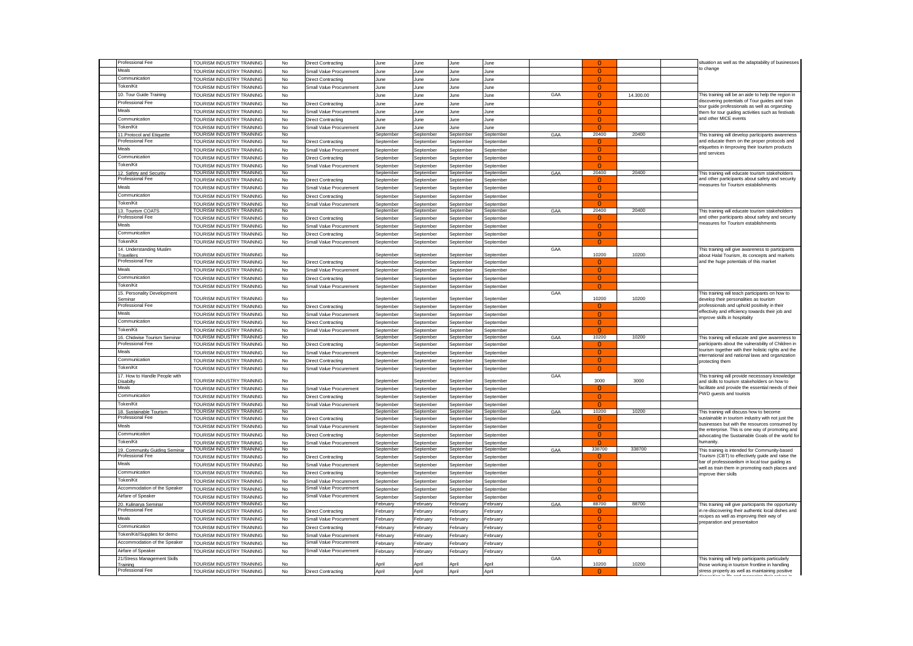| | | | | | | | | | | | | |
|---|---|---|---|---|---|---|---|---|---|---|---|---|
| Professional Fee | TOURISM INDUSTRY TRAINING | No | Direct Contracting | June | June | June | June | | 0 | | | situation as well as the adaptability of businesses to change |
| Meals | TOURISM INDUSTRY TRAINING | No | Small Value Procurement | June | June | June | June | | 0 | | | |
| Communication | TOURISM INDUSTRY TRAINING | No | Direct Contracting | June | June | June | June | | 0 | | | |
| Token/Kit | TOURISM INDUSTRY TRAINING | No | Small Value Procurement | June | June | June | June | | 0 | | | |
| 10. Tour Guide Training | TOURISM INDUSTRY TRAINING | No | | June | June | June | June | GAA | 0 | 14.300.00 | | This training will be an aide to help the region in discovering potentials of Tour guides and train tour guide professionals as well as organzing them for tour guiding activities such as festivals and other MICE events |
| Professional Fee | TOURISM INDUSTRY TRAINING | No | Direct Contracting | June | June | June | June | | 0 | | | |
| Meals | TOURISM INDUSTRY TRAINING | No | Small Value Procurement | June | June | June | June | | 0 | | | |
| Communication | TOURISM INDUSTRY TRAINING | No | Direct Contracting | June | June | June | June | | 0 | | | |
| Token/Kit | TOURISM INDUSTRY TRAINING | No | Small Value Procurement | June | June | June | June | | 0 | | | |
| 11.Protocol and Etiquette | TOURISM INDUSTRY TRAINING | No | | September | September | September | September | GAA | 20400 | 20400 | | This training will develop participants awareness and educate them on the proper protocols and etiquettes in timproving their tourism products and services |
| Professional Fee | TOURISM INDUSTRY TRAINING | No | Direct Contracting | September | September | September | September | | 0 | | | |
| Meals | TOURISM INDUSTRY TRAINING | No | Small Value Procurement | September | September | September | September | | 0 | | | |
| Communication | TOURISM INDUSTRY TRAINING | No | Direct Contracting | September | September | September | September | | 0 | | | |
| Token/Kit | TOURISM INDUSTRY TRAINING | No | Small Value Procurement | September | September | September | September | | 0 | | | |
| 12. Safety and Security | TOURISM INDUSTRY TRAINING | No | | September | September | September | September | GAA | 20400 | 20400 | | This training will educate tourism stakeholders and other participants about safety and security measures for Tourism establishments |
| Professional Fee | TOURISM INDUSTRY TRAINING | No | Direct Contracting | September | September | September | September | | 0 | | | |
| Meals | TOURISM INDUSTRY TRAINING | No | Small Value Procurement | September | September | September | September | | 0 | | | |
| Communication | TOURISM INDUSTRY TRAINING | No | Direct Contracting | September | September | September | September | | 0 | | | |
| Token/Kit | TOURISM INDUSTRY TRAINING | No | Small Value Procurement | September | September | September | September | | 0 | | | |
| 13. Tourism COATS | TOURISM INDUSTRY TRAINING | No | | September | September | September | September | GAA | 20400 | 20400 | | This training will educate tourism stakeholders and other participants about safety and security measures for Tourism establishments |
| Professional Fee | TOURISM INDUSTRY TRAINING | No | Direct Contracting | September | September | September | September | | 0 | | | |
| Meals | TOURISM INDUSTRY TRAINING | No | Small Value Procurement | September | September | September | September | | 0 | | | |
| Communication | TOURISM INDUSTRY TRAINING | No | Direct Contracting | September | September | September | September | | 0 | | | |
| Token/Kit | TOURISM INDUSTRY TRAINING | No | Small Value Procurement | September | September | September | September | | 0 | | | |
| 14. Understanding Muslim Travellers | TOURISM INDUSTRY TRAINING | No | | September | September | September | September | GAA | 10200 | 10200 | | This training will give awareness to participants about Halal Tourism, its concepts and markets and the huge potentials of this market |
| Professional Fee | TOURISM INDUSTRY TRAINING | No | Direct Contracting | September | September | September | September | | 0 | | | |
| Meals | TOURISM INDUSTRY TRAINING | No | Small Value Procurement | September | September | September | September | | 0 | | | |
| Communication | TOURISM INDUSTRY TRAINING | No | Direct Contracting | September | September | September | September | | 0 | | | |
| Token/Kit | TOURISM INDUSTRY TRAINING | No | Small Value Procurement | September | September | September | September | | 0 | | | |
| 15. Personality Development Seminar | TOURISM INDUSTRY TRAINING | No | | September | September | September | September | GAA | 10200 | 10200 | | This training will teach participants on how to develop their personalities as tourism professionals and uphold positivity in their effectivity and effciiency towards their job and improve skills in hospitality |
| Professional Fee | TOURISM INDUSTRY TRAINING | No | Direct Contracting | September | September | September | September | | 0 | | | |
| Meals | TOURISM INDUSTRY TRAINING | No | Small Value Procurement | September | September | September | September | | 0 | | | |
| Communication | TOURISM INDUSTRY TRAINING | No | Direct Contracting | September | September | September | September | | 0 | | | |
| Token/Kit | TOURISM INDUSTRY TRAINING | No | Small Value Procurement | September | September | September | September | | 0 | | | |
| 16. Chidwise Tourism Seminar | TOURISM INDUSTRY TRAINING | No | | September | September | September | September | GAA | 10200 | 10200 | | This training will educate and give awareness to participants about the vulnerability of Children in tourism together with their holistic rights and the international and national laws and organization protecting them |
| Professional Fee | TOURISM INDUSTRY TRAINING | No | Direct Contracting | September | September | September | September | | 0 | | | |
| Meals | TOURISM INDUSTRY TRAINING | No | Small Value Procurement | September | September | September | September | | 0 | | | |
| Communication | TOURISM INDUSTRY TRAINING | No | Direct Contracting | September | September | September | September | | 0 | | | |
| Token/Kit | TOURISM INDUSTRY TRAINING | No | Small Value Procurement | September | September | September | September | | 0 | | | |
| 17. How to Handle People with Disabilty | TOURISM INDUSTRY TRAINING | No | | September | September | September | September | GAA | 3000 | 3000 | | This training will provide necesssary knowledge and skills to tourism stakeholders on how to facilitate and provide the essential needs of their PWD guests and tourists |
| Meals | TOURISM INDUSTRY TRAINING | No | Small Value Procurement | September | September | September | September | | 0 | | | |
| Communication | TOURISM INDUSTRY TRAINING | No | Direct Contracting | September | September | September | September | | 0 | | | |
| Token/Kit | TOURISM INDUSTRY TRAINING | No | Small Value Procurement | September | September | September | September | | 0 | | | |
| 18. Sustainable Tourism | TOURISM INDUSTRY TRAINING | No | | September | September | September | September | GAA | 10200 | 10200 | | This training will discuss how to become sustainable in tourism industry with not just the businesses but with the resources consumed by the enterprise. This is one way of promoting and advocating the Sustainable Goals of the world for humanity. |
| Professional Fee | TOURISM INDUSTRY TRAINING | No | Direct Contracting | September | September | September | September | | 0 | | | |
| Meals | TOURISM INDUSTRY TRAINING | No | Small Value Procurement | September | September | September | September | | 0 | | | |
| Communication | TOURISM INDUSTRY TRAINING | No | Direct Contracting | September | September | September | September | | 0 | | | |
| Token/Kit | TOURISM INDUSTRY TRAINING | No | Small Value Procurement | September | September | September | September | | 0 | | | |
| 19. Community Guiding Seminar | TOURISM INDUSTRY TRAINING | No | | September | September | September | September | GAA | 338700 | 338700 | | This training is intended for Community-based Tourism (CBT) to effectively guide and raise the bar of professionalism in local tour guiding as well as train them in promoting each places and improve thier skills |
| Professional Fee | TOURISM INDUSTRY TRAINING | No | Direct Contracting | September | September | September | September | | 0 | | | |
| Meals | TOURISM INDUSTRY TRAINING | No | Small Value Procurement | September | September | September | September | | 0 | | | |
| Communication | TOURISM INDUSTRY TRAINING | No | Direct Contracting | September | September | September | September | | 0 | | | |
| Token/Kit | TOURISM INDUSTRY TRAINING | No | Small Value Procurement | September | September | September | September | | 0 | | | |
| Accommodation of the Speaker | TOURISM INDUSTRY TRAINING | No | Small Value Procurement | September | September | September | September | | 0 | | | |
| Airfare of Speaker | TOURISM INDUSTRY TRAINING | No | Small Value Procurement | September | September | September | September | | 0 | | | |
| 20. Kulinarya Seminar | TOURISM INDUSTRY TRAINING | No | | February | February | February | February | GAA | 88700 | 88700 | | This training will give participants the opportunity in re-discovering their authentic local dishes and recipes as well as improving their way of preparation and presentaiton |
| Professional Fee | TOURISM INDUSTRY TRAINING | No | Direct Contracting | February | February | February | February | | 0 | | | |
| Meals | TOURISM INDUSTRY TRAINING | No | Small Value Procurement | February | February | February | February | | 0 | | | |
| Communication | TOURISM INDUSTRY TRAINING | No | Direct Contracting | February | February | February | February | | 0 | | | |
| Token/Kit//Supplies for demo | TOURISM INDUSTRY TRAINING | No | Small Value Procurement | February | February | February | February | | 0 | | | |
| Accommodation of the Speaker | TOURISM INDUSTRY TRAINING | No | Small Value Procurement | February | February | February | February | | 0 | | | |
| Airfare of Speaker | TOURISM INDUSTRY TRAINING | No | Small Value Procurement | February | February | February | February | | 0 | | | |
| 21/Stress Management Skills Training | TOURISM INDUSTRY TRAINING | No | | April | April | April | April | GAA | 10200 | 10200 | | This training will help participants particularly those working in tourism frontline in handling stress properly as well as maintaining positive |
| Professional Fee | TOURISM INDUSTRY TRAINING | No | Direct Contracting | April | April | April | April | | 0 | | | |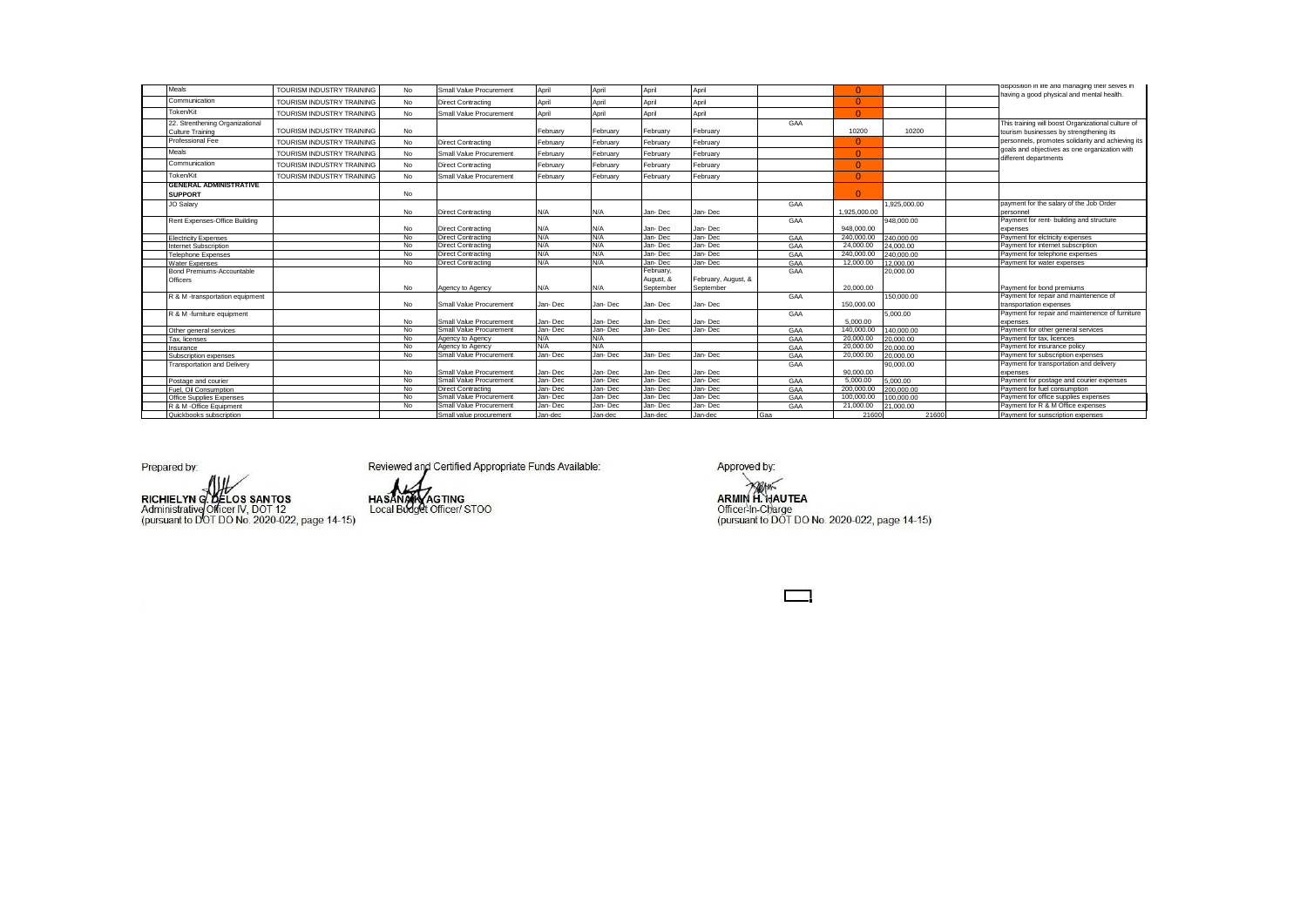| | | | | | | | | | | | | |
|---|---|---|---|---|---|---|---|---|---|---|---|---|
| Meals | TOURISM INDUSTRY TRAINING | No | Small Value Procurement | April | April | April | April | | 0 | | | disposition in life and managing their selves in having a good physical and mental health. |
| Communication | TOURISM INDUSTRY TRAINING | No | Direct Contracting | April | April | April | April | | 0 | | | |
| Token/Kit | TOURISM INDUSTRY TRAINING | No | Small Value Procurement | April | April | April | April | | 0 | | | |
| 22. Strenthening Organizational Culture Training | TOURISM INDUSTRY TRAINING | No | | February | February | February | February | GAA | 10200 | 10200 | | This training will boost Organizational culture of tourism businesses by strengthening its personnels, promotes solidarity and achieving its goals and objectives as one organization with different departments |
| Professional Fee | TOURISM INDUSTRY TRAINING | No | Direct Contracting | February | February | February | February | | 0 | | | |
| Meals | TOURISM INDUSTRY TRAINING | No | Small Value Procurement | February | February | February | February | | 0 | | | |
| Communication | TOURISM INDUSTRY TRAINING | No | Direct Contracting | February | February | February | February | | 0 | | | |
| Token/Kit | TOURISM INDUSTRY TRAINING | No | Small Value Procurement | February | February | February | February | | 0 | | | |
| **GENERAL ADMINISTRATIVE SUPPORT** | | No | | | | | | | 0 | | | |
| JO Salary | | No | Direct Contracting | N/A | N/A | Jan- Dec | Jan- Dec | GAA | 1,925,000.00 | 1,925,000.00 | | payment for the salary of the Job Order personnel |
| Rent Expenses-Office Building | | No | Direct Contracting | N/A | N/A | Jan- Dec | Jan- Dec | GAA | 948,000.00 | 948,000.00 | | Payment for rent- building and structure expenses |
| Electricity Expenses | | No | Direct Contracting | N/A | N/A | Jan- Dec | Jan- Dec | GAA | 240,000.00 | 240,000.00 | | Payment for elctricity expenses |
| Internet Subscription | | No | Direct Contracting | N/A | N/A | Jan- Dec | Jan- Dec | GAA | 24,000.00 | 24,000.00 | | Payment for internet subscription |
| Telephone Expenses | | No | Direct Contracting | N/A | N/A | Jan- Dec | Jan- Dec | GAA | 240,000.00 | 240,000.00 | | Payment for telephone expenses |
| Water Expenses | | No | Direct Contracting | N/A | N/A | Jan- Dec | Jan- Dec | GAA | 12,000.00 | 12,000.00 | | Payment for water expenses |
| Bond Premiums-Accountable Officers | | No | Agency to Agency | N/A | N/A | February, August, & September | February, August, & September | GAA | 20,000.00 | 20,000.00 | | Payment for bond premiums |
| R & M -transportation equipment | | No | Small Value Procurement | Jan- Dec | Jan- Dec | Jan- Dec | Jan- Dec | GAA | 150,000.00 | 150,000.00 | | Payment for repair and maintenence of transportation expenses |
| R & M -furniture equipment | | No | Small Value Procurement | Jan- Dec | Jan- Dec | Jan- Dec | Jan- Dec | GAA | 5,000.00 | 5,000.00 | | Payment for repair and maintenence of furniture expenses |
| Other general services | | No | Small Value Procurement | Jan- Dec | Jan- Dec | Jan- Dec | Jan- Dec | GAA | 140,000.00 | 140,000.00 | | Payment for other general services |
| Tax, licenses | | No | Agency to Agency | N/A | N/A | | | GAA | 20,000.00 | 20,000.00 | | Payment for tax, licences |
| Insurance | | No | Agency to Agency | N/A | N/A | | | GAA | 20,000.00 | 20,000.00 | | Payment for insurance policy |
| Subscription expenses | | No | Small Value Procurement | Jan- Dec | Jan- Dec | Jan- Dec | Jan- Dec | GAA | 20,000.00 | 20,000.00 | | Payment for subscription expenses |
| Transportation and Delivery | | No | Small Value Procurement | Jan- Dec | Jan- Dec | Jan- Dec | Jan- Dec | GAA | 90,000.00 | 90,000.00 | | Payment for transportation and delivery expenses |
| Postage and courier | | No | Small Value Procurement | Jan- Dec | Jan- Dec | Jan- Dec | Jan- Dec | GAA | 5,000.00 | 5,000.00 | | Payment for postage and courier expenses |
| Fuel, Oil Consumption | | No | Direct Contracting | Jan- Dec | Jan- Dec | Jan- Dec | Jan- Dec | GAA | 200,000.00 | 200,000.00 | | Payment for fuel consumption |
| Office Supplies Expenses | | No | Small Value Procurement | Jan- Dec | Jan- Dec | Jan- Dec | Jan- Dec | GAA | 100,000.00 | 100,000.00 | | Payment for office supplies expenses |
| R & M -Office Equipment | | No | Small Value Procurement | Jan- Dec | Jan- Dec | Jan- Dec | Jan- Dec | GAA | 21,000.00 | 21,000.00 | | Payment for R & M Office expenses |
| Quickbooks subscription | | | Small value procurement | Jan-dec | Jan-dec | Jan-dec | Jan-dec | Gaa | 21600 | 21600 | | Payment for sunscription expenses |

Prepared by:

**RICHIELYN G. DELOS SANTOS**
Administrative Officer IV, DOT 12
(pursuant to DOT DO No. 2020-022, page 14-15)

Reviewed and Certified Appropriate Funds Available:

**HASANAH AGTING**
Local Budget Officer/ STOO

Approved by:

**ARMIN H. HAUTEA**
Officer-In-Charge
(pursuant to DOT DO No. 2020-022, page 14-15)